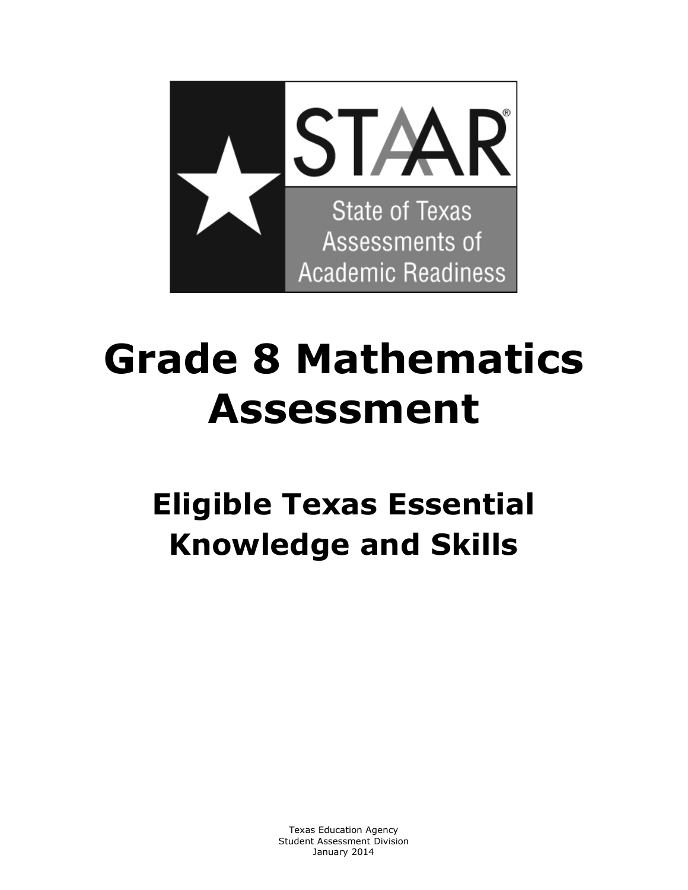STAAR®

State of Texas Assessments of Academic Readiness

# Grade 8 Mathematics Assessment

## Eligible Texas Essential Knowledge and Skills

Texas Education Agency
Student Assessment Division
January 2014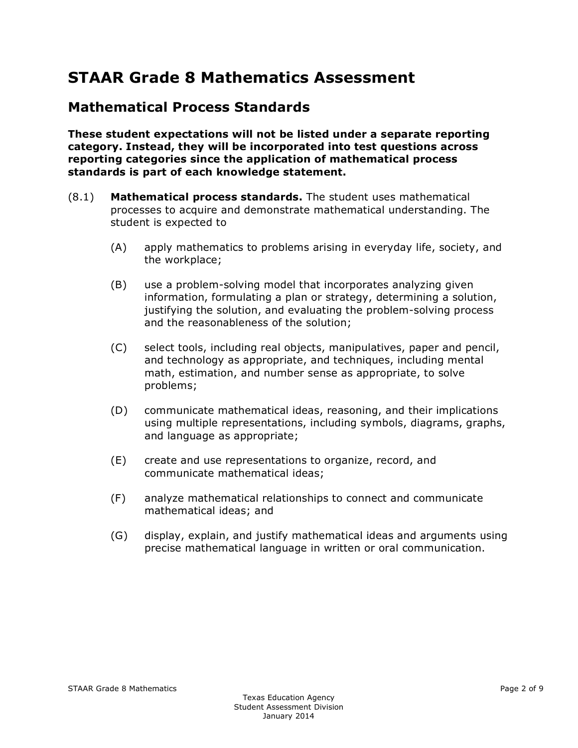# STAAR Grade 8 Mathematics Assessment

## Mathematical Process Standards

**These student expectations will not be listed under a separate reporting category. Instead, they will be incorporated into test questions across reporting categories since the application of mathematical process standards is part of each knowledge statement.**

(8.1) **Mathematical process standards.** The student uses mathematical processes to acquire and demonstrate mathematical understanding. The student is expected to

- (A) apply mathematics to problems arising in everyday life, society, and the workplace;
- (B) use a problem-solving model that incorporates analyzing given information, formulating a plan or strategy, determining a solution, justifying the solution, and evaluating the problem-solving process and the reasonableness of the solution;
- (C) select tools, including real objects, manipulatives, paper and pencil, and technology as appropriate, and techniques, including mental math, estimation, and number sense as appropriate, to solve problems;
- (D) communicate mathematical ideas, reasoning, and their implications using multiple representations, including symbols, diagrams, graphs, and language as appropriate;
- (E) create and use representations to organize, record, and communicate mathematical ideas;
- (F) analyze mathematical relationships to connect and communicate mathematical ideas; and
- (G) display, explain, and justify mathematical ideas and arguments using precise mathematical language in written or oral communication.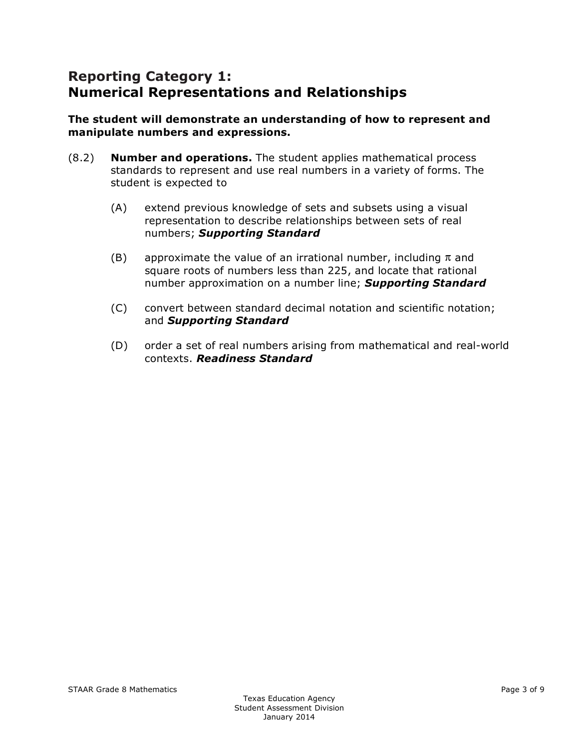## Reporting Category 1: Numerical Representations and Relationships

**The student will demonstrate an understanding of how to represent and manipulate numbers and expressions.**

(8.2) **Number and operations.** The student applies mathematical process standards to represent and use real numbers in a variety of forms. The student is expected to

- (A) extend previous knowledge of sets and subsets using a visual representation to describe relationships between sets of real numbers; ***Supporting Standard***

- (B) approximate the value of an irrational number, including $\pi$ and square roots of numbers less than 225, and locate that rational number approximation on a number line; ***Supporting Standard***

- (C) convert between standard decimal notation and scientific notation; and ***Supporting Standard***

- (D) order a set of real numbers arising from mathematical and real-world contexts. ***Readiness Standard***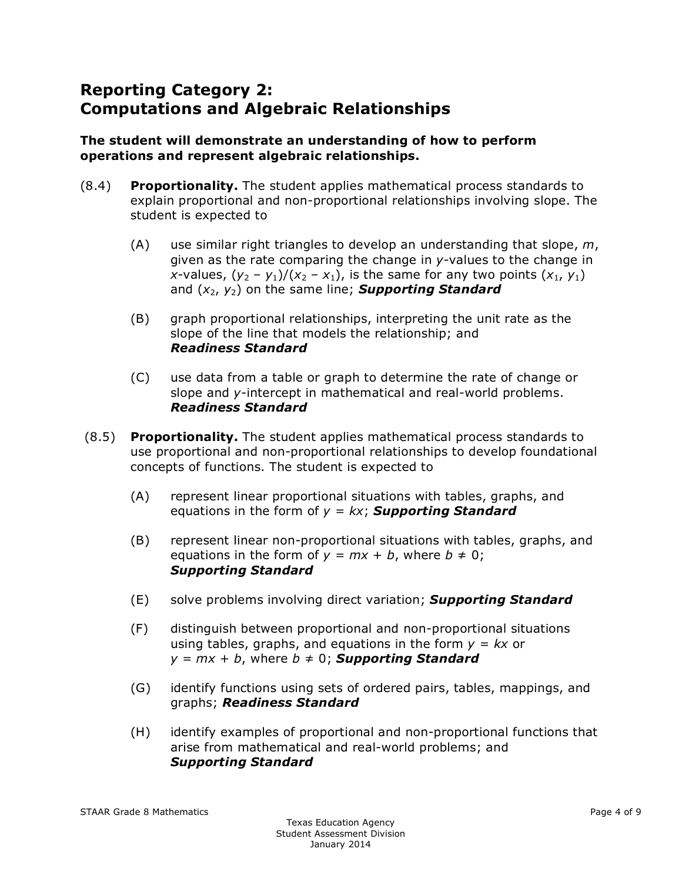## Reporting Category 2: Computations and Algebraic Relationships

**The student will demonstrate an understanding of how to perform operations and represent algebraic relationships.**

(8.4) **Proportionality.** The student applies mathematical process standards to explain proportional and non-proportional relationships involving slope. The student is expected to

- (A) use similar right triangles to develop an understanding that slope, $m$, given as the rate comparing the change in $y$-values to the change in $x$-values, $(y_2 - y_1)/(x_2 - x_1)$, is the same for any two points $(x_1, y_1)$ and $(x_2, y_2)$ on the same line; ***Supporting Standard***

- (B) graph proportional relationships, interpreting the unit rate as the slope of the line that models the relationship; and ***Readiness Standard***

- (C) use data from a table or graph to determine the rate of change or slope and $y$-intercept in mathematical and real-world problems. ***Readiness Standard***

(8.5) **Proportionality.** The student applies mathematical process standards to use proportional and non-proportional relationships to develop foundational concepts of functions. The student is expected to

- (A) represent linear proportional situations with tables, graphs, and equations in the form of $y = kx$; ***Supporting Standard***

- (B) represent linear non-proportional situations with tables, graphs, and equations in the form of $y = mx + b$, where $b \neq 0$; ***Supporting Standard***

- (E) solve problems involving direct variation; ***Supporting Standard***

- (F) distinguish between proportional and non-proportional situations using tables, graphs, and equations in the form $y = kx$ or $y = mx + b$, where $b \neq 0$; ***Supporting Standard***

- (G) identify functions using sets of ordered pairs, tables, mappings, and graphs; ***Readiness Standard***

- (H) identify examples of proportional and non-proportional functions that arise from mathematical and real-world problems; and ***Supporting Standard***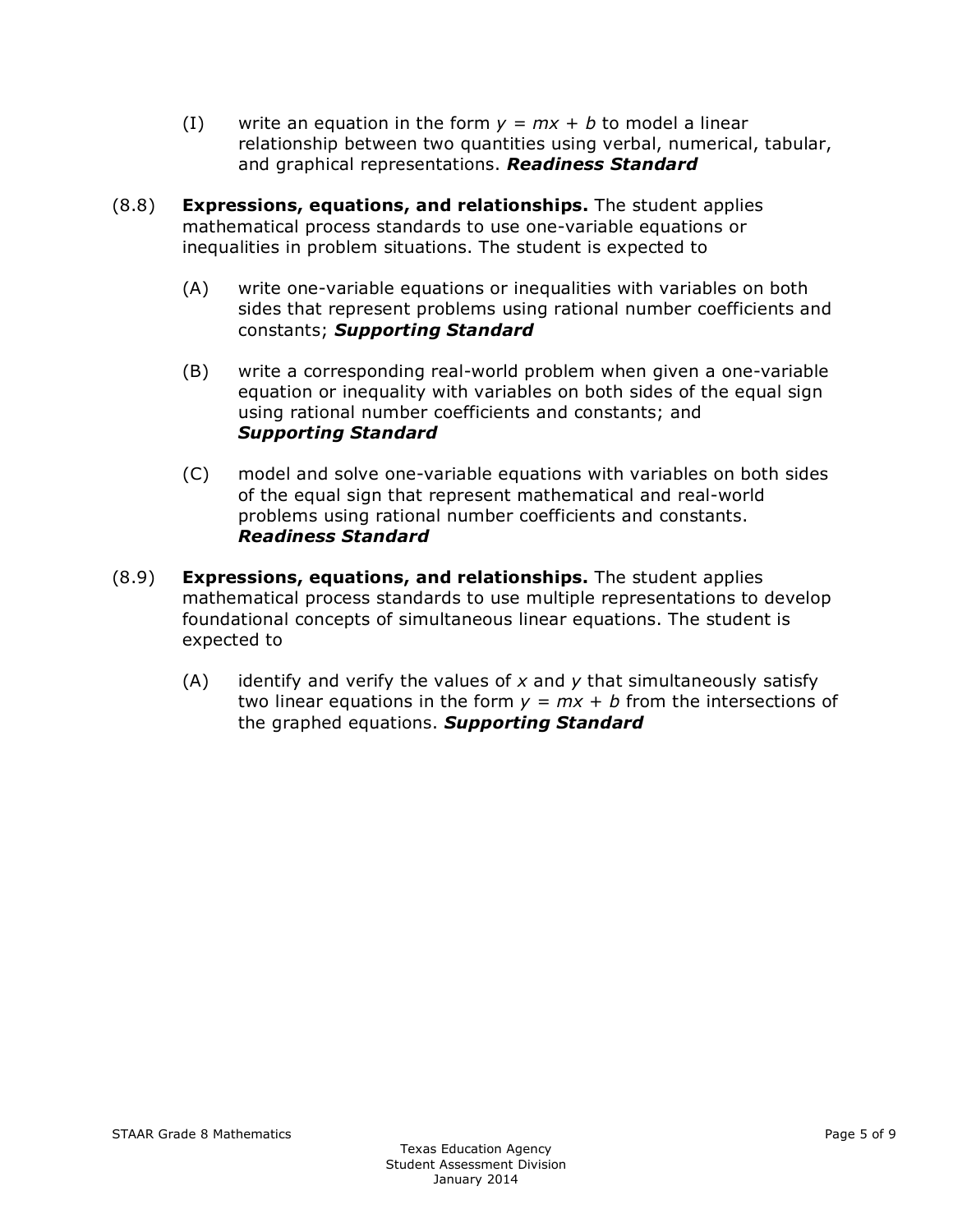(I) write an equation in the form $y = mx + b$ to model a linear relationship between two quantities using verbal, numerical, tabular, and graphical representations. ***Readiness Standard***

(8.8) **Expressions, equations, and relationships.** The student applies mathematical process standards to use one-variable equations or inequalities in problem situations. The student is expected to

(A) write one-variable equations or inequalities with variables on both sides that represent problems using rational number coefficients and constants; ***Supporting Standard***

(B) write a corresponding real-world problem when given a one-variable equation or inequality with variables on both sides of the equal sign using rational number coefficients and constants; and ***Supporting Standard***

(C) model and solve one-variable equations with variables on both sides of the equal sign that represent mathematical and real-world problems using rational number coefficients and constants. ***Readiness Standard***

(8.9) **Expressions, equations, and relationships.** The student applies mathematical process standards to use multiple representations to develop foundational concepts of simultaneous linear equations. The student is expected to

(A) identify and verify the values of $x$ and $y$ that simultaneously satisfy two linear equations in the form $y = mx + b$ from the intersections of the graphed equations. ***Supporting Standard***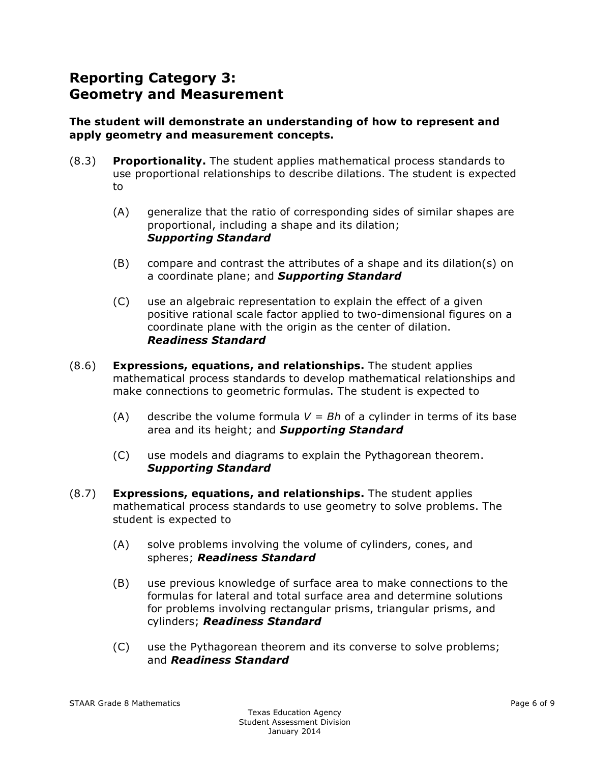## Reporting Category 3:
## Geometry and Measurement

**The student will demonstrate an understanding of how to represent and apply geometry and measurement concepts.**

(8.3) **Proportionality.** The student applies mathematical process standards to use proportional relationships to describe dilations. The student is expected to

- (A) generalize that the ratio of corresponding sides of similar shapes are proportional, including a shape and its dilation; ***Supporting Standard***

- (B) compare and contrast the attributes of a shape and its dilation(s) on a coordinate plane; and ***Supporting Standard***

- (C) use an algebraic representation to explain the effect of a given positive rational scale factor applied to two-dimensional figures on a coordinate plane with the origin as the center of dilation. ***Readiness Standard***

(8.6) **Expressions, equations, and relationships.** The student applies mathematical process standards to develop mathematical relationships and make connections to geometric formulas. The student is expected to

- (A) describe the volume formula $V = Bh$ of a cylinder in terms of its base area and its height; and ***Supporting Standard***

- (C) use models and diagrams to explain the Pythagorean theorem. ***Supporting Standard***

(8.7) **Expressions, equations, and relationships.** The student applies mathematical process standards to use geometry to solve problems. The student is expected to

- (A) solve problems involving the volume of cylinders, cones, and spheres; ***Readiness Standard***

- (B) use previous knowledge of surface area to make connections to the formulas for lateral and total surface area and determine solutions for problems involving rectangular prisms, triangular prisms, and cylinders; ***Readiness Standard***

- (C) use the Pythagorean theorem and its converse to solve problems; and ***Readiness Standard***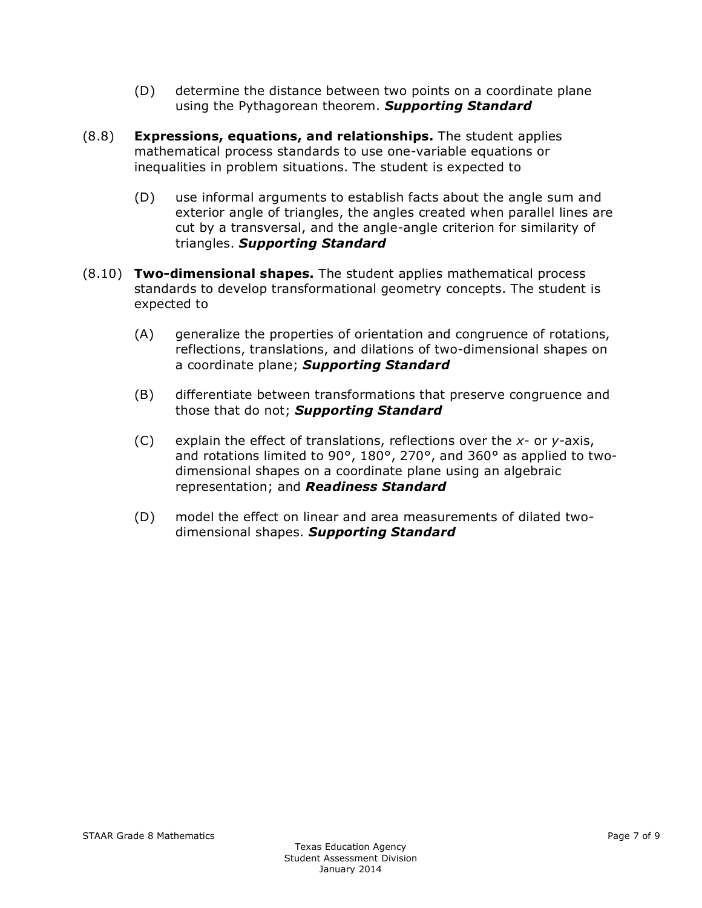(D) determine the distance between two points on a coordinate plane using the Pythagorean theorem. ***Supporting Standard***

(8.8) **Expressions, equations, and relationships.** The student applies mathematical process standards to use one-variable equations or inequalities in problem situations. The student is expected to

(D) use informal arguments to establish facts about the angle sum and exterior angle of triangles, the angles created when parallel lines are cut by a transversal, and the angle-angle criterion for similarity of triangles. ***Supporting Standard***

(8.10) **Two-dimensional shapes.** The student applies mathematical process standards to develop transformational geometry concepts. The student is expected to

(A) generalize the properties of orientation and congruence of rotations, reflections, translations, and dilations of two-dimensional shapes on a coordinate plane; ***Supporting Standard***

(B) differentiate between transformations that preserve congruence and those that do not; ***Supporting Standard***

(C) explain the effect of translations, reflections over the $x$- or $y$-axis, and rotations limited to 90°, 180°, 270°, and 360° as applied to two-dimensional shapes on a coordinate plane using an algebraic representation; and ***Readiness Standard***

(D) model the effect on linear and area measurements of dilated two-dimensional shapes. ***Supporting Standard***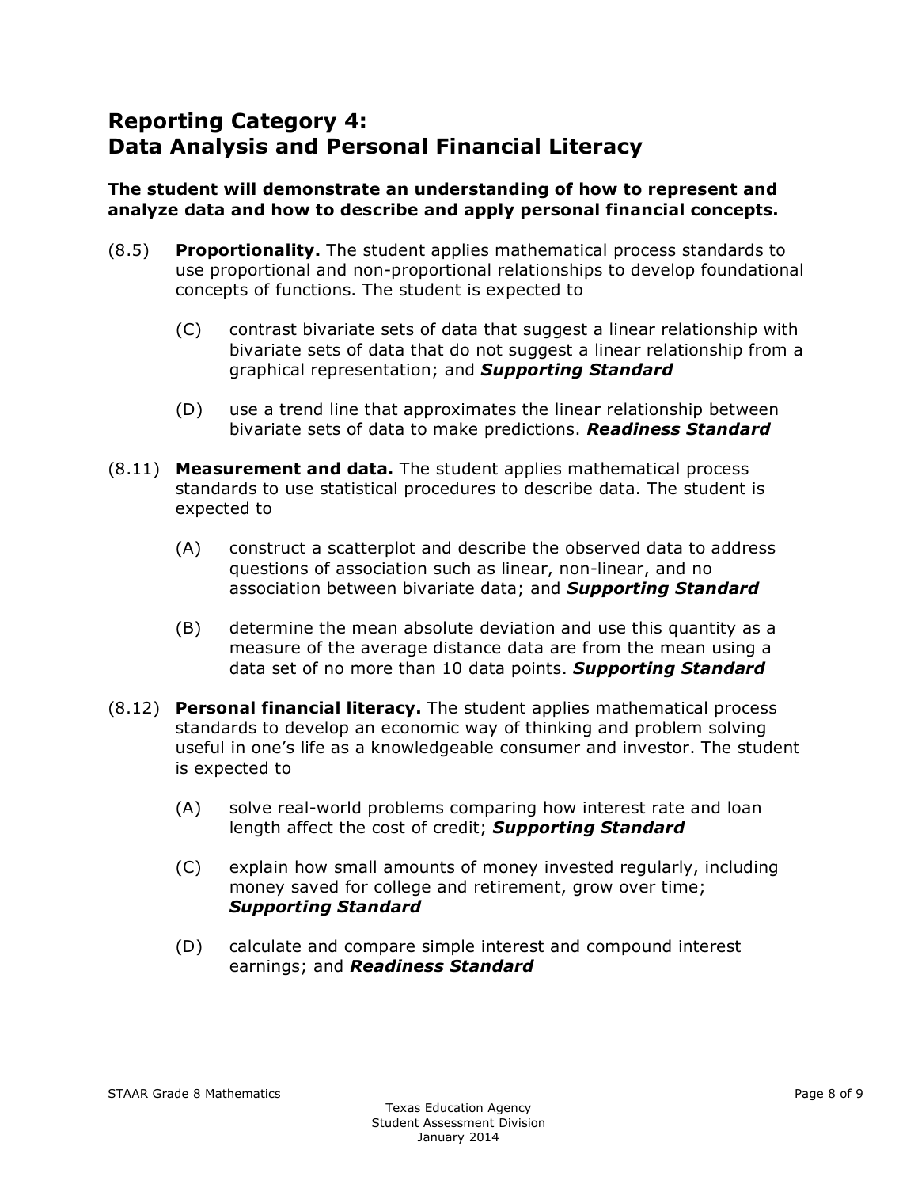## Reporting Category 4: Data Analysis and Personal Financial Literacy

**The student will demonstrate an understanding of how to represent and analyze data and how to describe and apply personal financial concepts.**

(8.5) **Proportionality.** The student applies mathematical process standards to use proportional and non-proportional relationships to develop foundational concepts of functions. The student is expected to

- (C) contrast bivariate sets of data that suggest a linear relationship with bivariate sets of data that do not suggest a linear relationship from a graphical representation; and ***Supporting Standard***

- (D) use a trend line that approximates the linear relationship between bivariate sets of data to make predictions. ***Readiness Standard***

(8.11) **Measurement and data.** The student applies mathematical process standards to use statistical procedures to describe data. The student is expected to

- (A) construct a scatterplot and describe the observed data to address questions of association such as linear, non-linear, and no association between bivariate data; and ***Supporting Standard***

- (B) determine the mean absolute deviation and use this quantity as a measure of the average distance data are from the mean using a data set of no more than 10 data points. ***Supporting Standard***

(8.12) **Personal financial literacy.** The student applies mathematical process standards to develop an economic way of thinking and problem solving useful in one's life as a knowledgeable consumer and investor. The student is expected to

- (A) solve real-world problems comparing how interest rate and loan length affect the cost of credit; ***Supporting Standard***

- (C) explain how small amounts of money invested regularly, including money saved for college and retirement, grow over time; ***Supporting Standard***

- (D) calculate and compare simple interest and compound interest earnings; and ***Readiness Standard***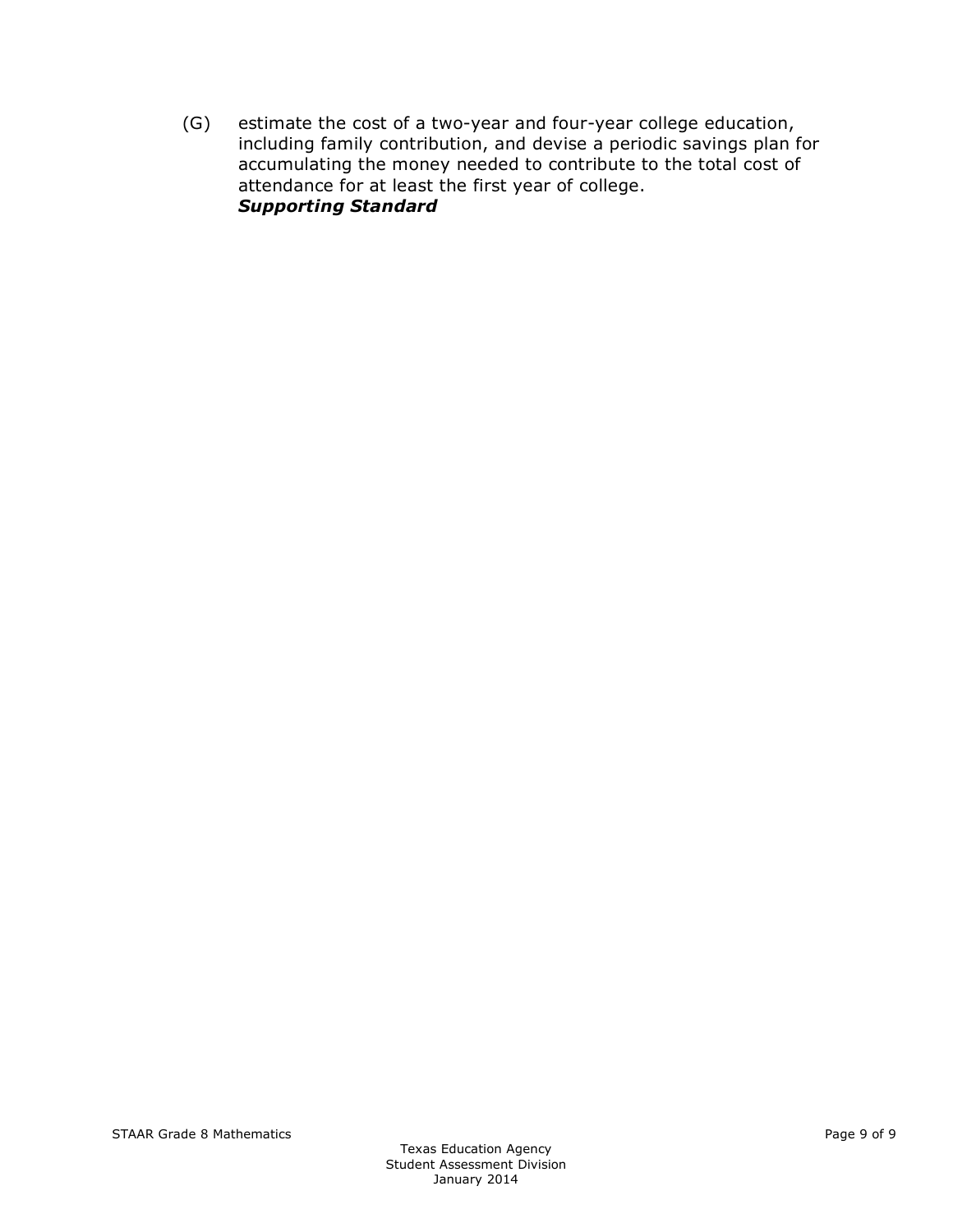(G) estimate the cost of a two-year and four-year college education, including family contribution, and devise a periodic savings plan for accumulating the money needed to contribute to the total cost of attendance for at least the first year of college.
***Supporting Standard***